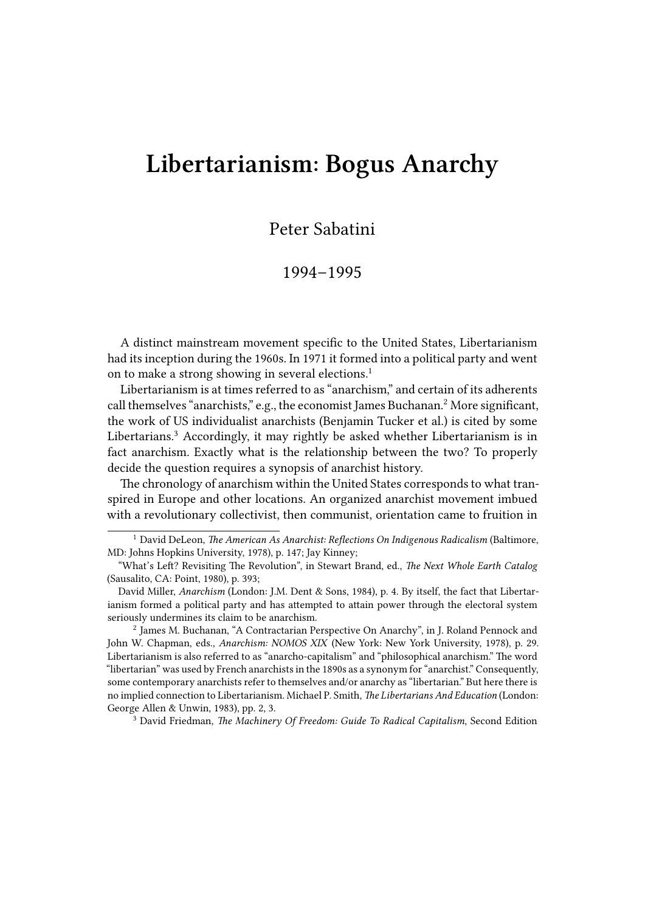# Libertarianism: Bogus Anarchy

Peter Sabatini

1994–1995

A distinct mainstream movement specific to the United States, Libertarianism had its inception during the 1960s. In 1971 it formed into a political party and went on to make a strong showing in several elections.[1]

Libertarianism is at times referred to as "anarchism," and certain of its adherents call themselves "anarchists," e.g., the economist James Buchanan.[2] More significant, the work of US individualist anarchists (Benjamin Tucker et al.) is cited by some Libertarians.[3] Accordingly, it may rightly be asked whether Libertarianism is in fact anarchism. Exactly what is the relationship between the two? To properly decide the question requires a synopsis of anarchist history.

The chronology of anarchism within the United States corresponds to what transpired in Europe and other locations. An organized anarchist movement imbued with a revolutionary collectivist, then communist, orientation came to fruition in

---

[1] David DeLeon, *The American As Anarchist: Reflections On Indigenous Radicalism* (Baltimore, MD: Johns Hopkins University, 1978), p. 147; Jay Kinney;

"What's Left? Revisiting The Revolution", in Stewart Brand, ed., *The Next Whole Earth Catalog* (Sausalito, CA: Point, 1980), p. 393;

David Miller, *Anarchism* (London: J.M. Dent & Sons, 1984), p. 4. By itself, the fact that Libertarianism formed a political party and has attempted to attain power through the electoral system seriously undermines its claim to be anarchism.

[2] James M. Buchanan, "A Contractarian Perspective On Anarchy", in J. Roland Pennock and John W. Chapman, eds., *Anarchism: NOMOS XIX* (New York: New York University, 1978), p. 29. Libertarianism is also referred to as "anarcho-capitalism" and "philosophical anarchism." The word "libertarian" was used by French anarchists in the 1890s as a synonym for "anarchist." Consequently, some contemporary anarchists refer to themselves and/or anarchy as "libertarian." But here there is no implied connection to Libertarianism. Michael P. Smith, *The Libertarians And Education* (London: George Allen & Unwin, 1983), pp. 2, 3.

[3] David Friedman, *The Machinery Of Freedom: Guide To Radical Capitalism*, Second Edition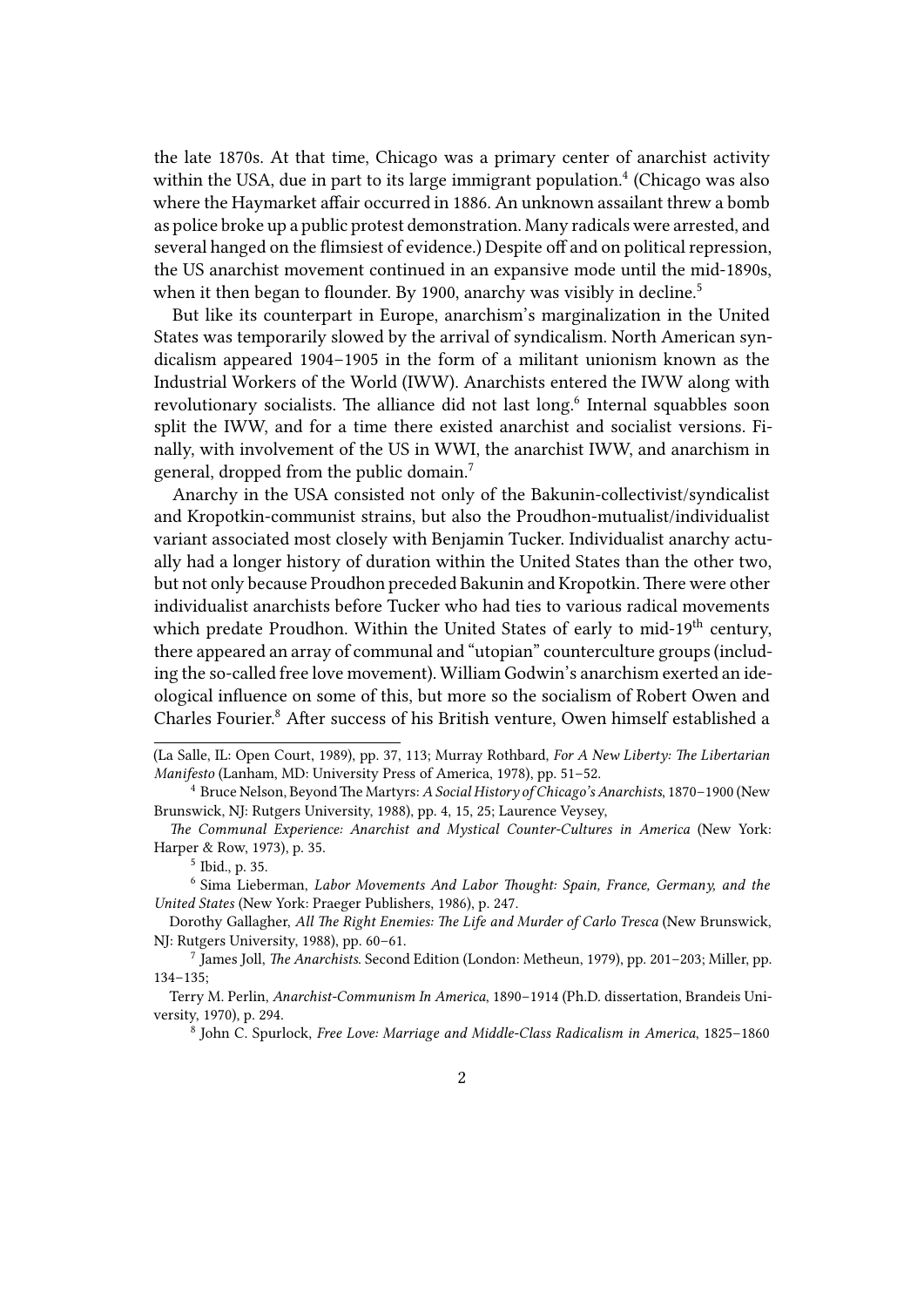the late 1870s. At that time, Chicago was a primary center of anarchist activity within the USA, due in part to its large immigrant population.[4] (Chicago was also where the Haymarket affair occurred in 1886. An unknown assailant threw a bomb as police broke up a public protest demonstration. Many radicals were arrested, and several hanged on the flimsiest of evidence.) Despite off and on political repression, the US anarchist movement continued in an expansive mode until the mid-1890s, when it then began to flounder. By 1900, anarchy was visibly in decline.[5]

But like its counterpart in Europe, anarchism's marginalization in the United States was temporarily slowed by the arrival of syndicalism. North American syndicalism appeared 1904–1905 in the form of a militant unionism known as the Industrial Workers of the World (IWW). Anarchists entered the IWW along with revolutionary socialists. The alliance did not last long.[6] Internal squabbles soon split the IWW, and for a time there existed anarchist and socialist versions. Finally, with involvement of the US in WWI, the anarchist IWW, and anarchism in general, dropped from the public domain.[7]

Anarchy in the USA consisted not only of the Bakunin-collectivist/syndicalist and Kropotkin-communist strains, but also the Proudhon-mutualist/individualist variant associated most closely with Benjamin Tucker. Individualist anarchy actually had a longer history of duration within the United States than the other two, but not only because Proudhon preceded Bakunin and Kropotkin. There were other individualist anarchists before Tucker who had ties to various radical movements which predate Proudhon. Within the United States of early to mid-19th century, there appeared an array of communal and "utopian" counterculture groups (including the so-called free love movement). William Godwin's anarchism exerted an ideological influence on some of this, but more so the socialism of Robert Owen and Charles Fourier.[8] After success of his British venture, Owen himself established a

---

(La Salle, IL: Open Court, 1989), pp. 37, 113; Murray Rothbard, *For A New Liberty: The Libertarian Manifesto* (Lanham, MD: University Press of America, 1978), pp. 51–52.

[4] Bruce Nelson, Beyond The Martyrs: *A Social History of Chicago's Anarchists*, 1870–1900 (New Brunswick, NJ: Rutgers University, 1988), pp. 4, 15, 25; Laurence Veysey,

*The Communal Experience: Anarchist and Mystical Counter-Cultures in America* (New York: Harper & Row, 1973), p. 35.

[5] Ibid., p. 35.

[6] Sima Lieberman, *Labor Movements And Labor Thought: Spain, France, Germany, and the United States* (New York: Praeger Publishers, 1986), p. 247.

Dorothy Gallagher, *All The Right Enemies: The Life and Murder of Carlo Tresca* (New Brunswick, NJ: Rutgers University, 1988), pp. 60–61.

[7] James Joll, *The Anarchists*. Second Edition (London: Metheun, 1979), pp. 201–203; Miller, pp. 134–135;

Terry M. Perlin, *Anarchist-Communism In America*, 1890–1914 (Ph.D. dissertation, Brandeis University, 1970), p. 294.

[8] John C. Spurlock, *Free Love: Marriage and Middle-Class Radicalism in America*, 1825–1860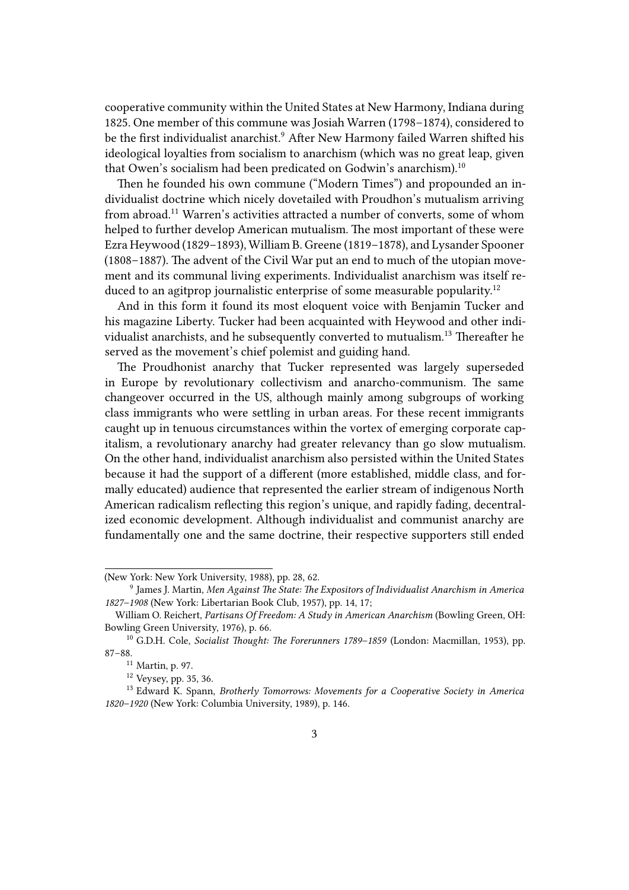cooperative community within the United States at New Harmony, Indiana during 1825. One member of this commune was Josiah Warren (1798–1874), considered to be the first individualist anarchist.[9] After New Harmony failed Warren shifted his ideological loyalties from socialism to anarchism (which was no great leap, given that Owen's socialism had been predicated on Godwin's anarchism).[10]

Then he founded his own commune ("Modern Times") and propounded an individualist doctrine which nicely dovetailed with Proudhon's mutualism arriving from abroad.[11] Warren's activities attracted a number of converts, some of whom helped to further develop American mutualism. The most important of these were Ezra Heywood (1829–1893), William B. Greene (1819–1878), and Lysander Spooner (1808–1887). The advent of the Civil War put an end to much of the utopian movement and its communal living experiments. Individualist anarchism was itself reduced to an agitprop journalistic enterprise of some measurable popularity.[12]

And in this form it found its most eloquent voice with Benjamin Tucker and his magazine Liberty. Tucker had been acquainted with Heywood and other individualist anarchists, and he subsequently converted to mutualism.[13] Thereafter he served as the movement's chief polemist and guiding hand.

The Proudhonist anarchy that Tucker represented was largely superseded in Europe by revolutionary collectivism and anarcho-communism. The same changeover occurred in the US, although mainly among subgroups of working class immigrants who were settling in urban areas. For these recent immigrants caught up in tenuous circumstances within the vortex of emerging corporate capitalism, a revolutionary anarchy had greater relevancy than go slow mutualism. On the other hand, individualist anarchism also persisted within the United States because it had the support of a different (more established, middle class, and formally educated) audience that represented the earlier stream of indigenous North American radicalism reflecting this region's unique, and rapidly fading, decentralized economic development. Although individualist and communist anarchy are fundamentally one and the same doctrine, their respective supporters still ended

---

(New York: New York University, 1988), pp. 28, 62.

[9] James J. Martin, *Men Against The State: The Expositors of Individualist Anarchism in America 1827–1908* (New York: Libertarian Book Club, 1957), pp. 14, 17;

William O. Reichert, *Partisans Of Freedom: A Study in American Anarchism* (Bowling Green, OH: Bowling Green University, 1976), p. 66.

[10] G.D.H. Cole, *Socialist Thought: The Forerunners 1789–1859* (London: Macmillan, 1953), pp. 87–88.

[11] Martin, p. 97.

[12] Veysey, pp. 35, 36.

[13] Edward K. Spann, *Brotherly Tomorrows: Movements for a Cooperative Society in America 1820–1920* (New York: Columbia University, 1989), p. 146.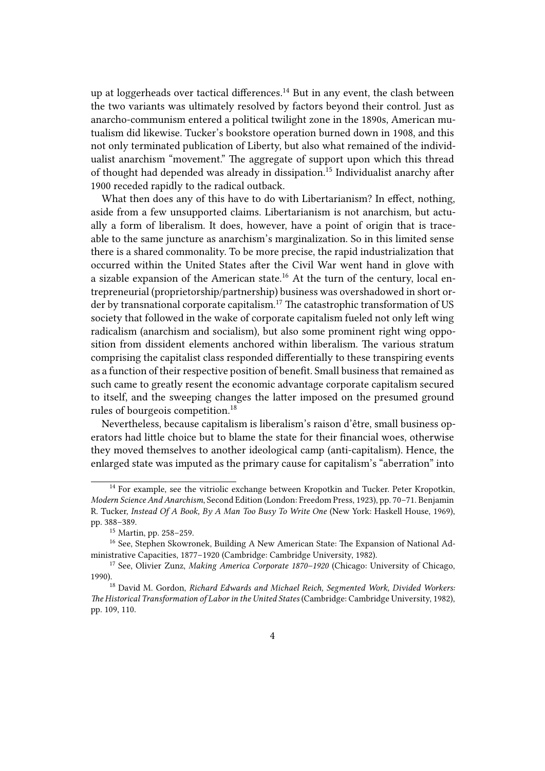up at loggerheads over tactical differences.[14] But in any event, the clash between the two variants was ultimately resolved by factors beyond their control. Just as anarcho-communism entered a political twilight zone in the 1890s, American mutualism did likewise. Tucker's bookstore operation burned down in 1908, and this not only terminated publication of Liberty, but also what remained of the individualist anarchism "movement." The aggregate of support upon which this thread of thought had depended was already in dissipation.[15] Individualist anarchy after 1900 receded rapidly to the radical outback.

What then does any of this have to do with Libertarianism? In effect, nothing, aside from a few unsupported claims. Libertarianism is not anarchism, but actually a form of liberalism. It does, however, have a point of origin that is traceable to the same juncture as anarchism's marginalization. So in this limited sense there is a shared commonality. To be more precise, the rapid industrialization that occurred within the United States after the Civil War went hand in glove with a sizable expansion of the American state.[16] At the turn of the century, local entrepreneurial (proprietorship/partnership) business was overshadowed in short order by transnational corporate capitalism.[17] The catastrophic transformation of US society that followed in the wake of corporate capitalism fueled not only left wing radicalism (anarchism and socialism), but also some prominent right wing opposition from dissident elements anchored within liberalism. The various stratum comprising the capitalist class responded differentially to these transpiring events as a function of their respective position of benefit. Small business that remained as such came to greatly resent the economic advantage corporate capitalism secured to itself, and the sweeping changes the latter imposed on the presumed ground rules of bourgeois competition.[18]

Nevertheless, because capitalism is liberalism's raison d'être, small business operators had little choice but to blame the state for their financial woes, otherwise they moved themselves to another ideological camp (anti-capitalism). Hence, the enlarged state was imputed as the primary cause for capitalism's "aberration" into

---

[14] For example, see the vitriolic exchange between Kropotkin and Tucker. Peter Kropotkin, *Modern Science And Anarchism*, Second Edition (London: Freedom Press, 1923), pp. 70–71. Benjamin R. Tucker, *Instead Of A Book, By A Man Too Busy To Write One* (New York: Haskell House, 1969), pp. 388–389.

[15] Martin, pp. 258–259.

[16] See, Stephen Skowronek, Building A New American State: The Expansion of National Administrative Capacities, 1877–1920 (Cambridge: Cambridge University, 1982).

[17] See, Olivier Zunz, *Making America Corporate 1870–1920* (Chicago: University of Chicago, 1990).

[18] David M. Gordon, *Richard Edwards and Michael Reich, Segmented Work, Divided Workers: The Historical Transformation of Labor in the United States* (Cambridge: Cambridge University, 1982), pp. 109, 110.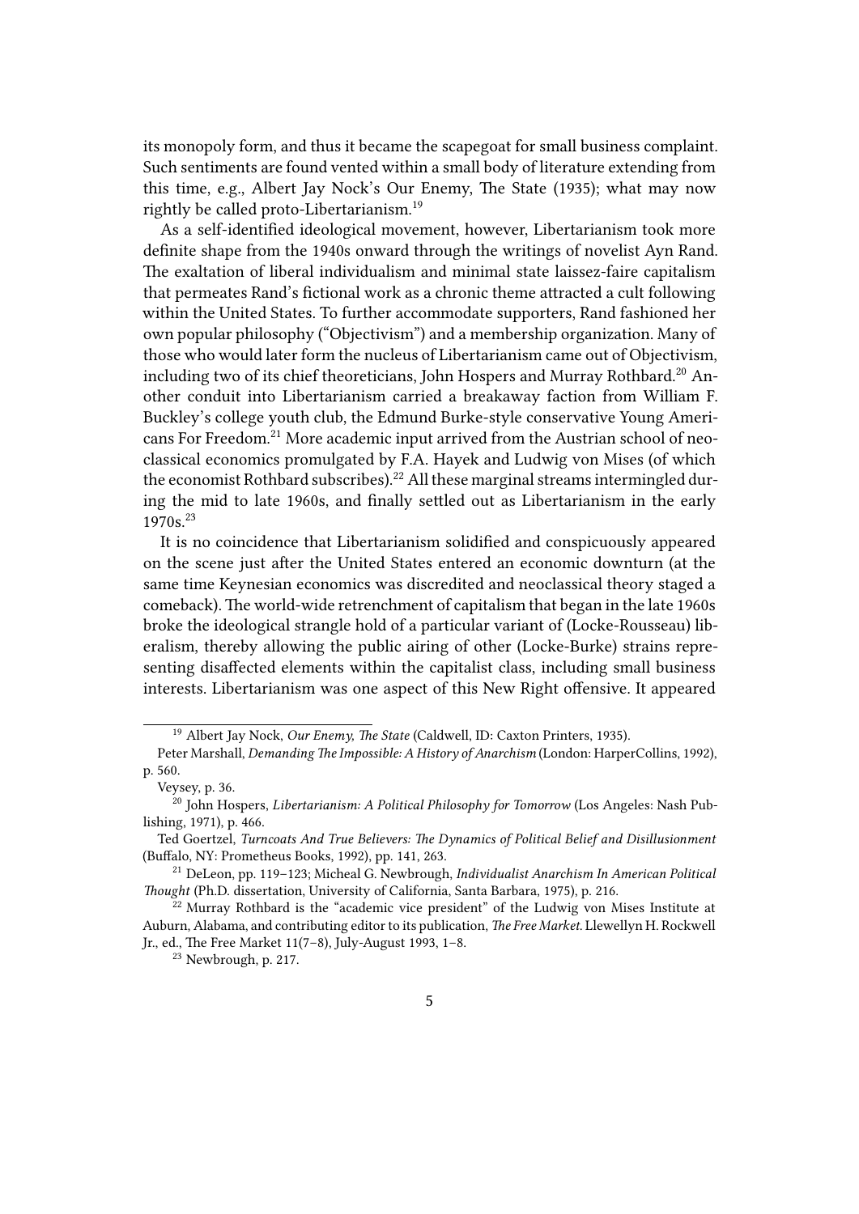its monopoly form, and thus it became the scapegoat for small business complaint. Such sentiments are found vented within a small body of literature extending from this time, e.g., Albert Jay Nock's Our Enemy, The State (1935); what may now rightly be called proto-Libertarianism.[19]

As a self-identified ideological movement, however, Libertarianism took more definite shape from the 1940s onward through the writings of novelist Ayn Rand. The exaltation of liberal individualism and minimal state laissez-faire capitalism that permeates Rand's fictional work as a chronic theme attracted a cult following within the United States. To further accommodate supporters, Rand fashioned her own popular philosophy ("Objectivism") and a membership organization. Many of those who would later form the nucleus of Libertarianism came out of Objectivism, including two of its chief theoreticians, John Hospers and Murray Rothbard.[20] Another conduit into Libertarianism carried a breakaway faction from William F. Buckley's college youth club, the Edmund Burke-style conservative Young Americans For Freedom.[21] More academic input arrived from the Austrian school of neoclassical economics promulgated by F.A. Hayek and Ludwig von Mises (of which the economist Rothbard subscribes).[22] All these marginal streams intermingled during the mid to late 1960s, and finally settled out as Libertarianism in the early 1970s.[23]

It is no coincidence that Libertarianism solidified and conspicuously appeared on the scene just after the United States entered an economic downturn (at the same time Keynesian economics was discredited and neoclassical theory staged a comeback). The world-wide retrenchment of capitalism that began in the late 1960s broke the ideological strangle hold of a particular variant of (Locke-Rousseau) liberalism, thereby allowing the public airing of other (Locke-Burke) strains representing disaffected elements within the capitalist class, including small business interests. Libertarianism was one aspect of this New Right offensive. It appeared

---

[19] Albert Jay Nock, *Our Enemy, The State* (Caldwell, ID: Caxton Printers, 1935).

Peter Marshall, *Demanding The Impossible: A History of Anarchism* (London: HarperCollins, 1992), p. 560.

Veysey, p. 36.

[20] John Hospers, *Libertarianism: A Political Philosophy for Tomorrow* (Los Angeles: Nash Publishing, 1971), p. 466.

Ted Goertzel, *Turncoats And True Believers: The Dynamics of Political Belief and Disillusionment* (Buffalo, NY: Prometheus Books, 1992), pp. 141, 263.

[21] DeLeon, pp. 119–123; Micheal G. Newbrough, *Individualist Anarchism In American Political Thought* (Ph.D. dissertation, University of California, Santa Barbara, 1975), p. 216.

[22] Murray Rothbard is the "academic vice president" of the Ludwig von Mises Institute at Auburn, Alabama, and contributing editor to its publication, *The Free Market.* Llewellyn H. Rockwell Jr., ed., The Free Market 11(7–8), July-August 1993, 1–8.

[23] Newbrough, p. 217.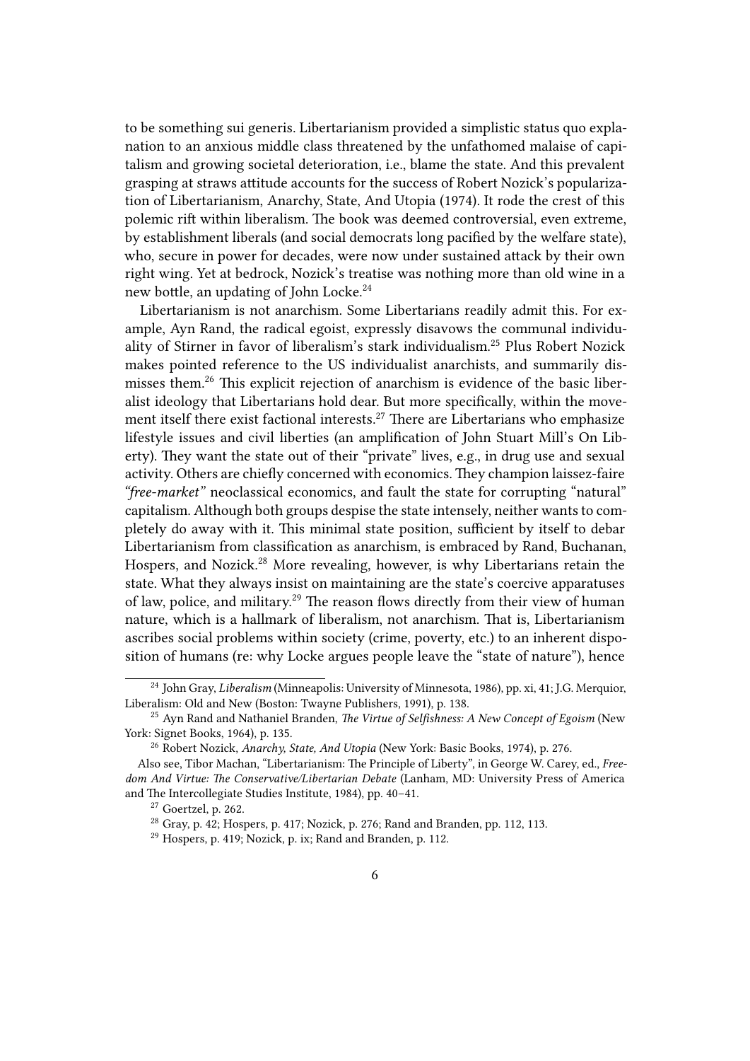to be something sui generis. Libertarianism provided a simplistic status quo explanation to an anxious middle class threatened by the unfathomed malaise of capitalism and growing societal deterioration, i.e., blame the state. And this prevalent grasping at straws attitude accounts for the success of Robert Nozick's popularization of Libertarianism, Anarchy, State, And Utopia (1974). It rode the crest of this polemic rift within liberalism. The book was deemed controversial, even extreme, by establishment liberals (and social democrats long pacified by the welfare state), who, secure in power for decades, were now under sustained attack by their own right wing. Yet at bedrock, Nozick's treatise was nothing more than old wine in a new bottle, an updating of John Locke.[24]

Libertarianism is not anarchism. Some Libertarians readily admit this. For example, Ayn Rand, the radical egoist, expressly disavows the communal individuality of Stirner in favor of liberalism's stark individualism.[25] Plus Robert Nozick makes pointed reference to the US individualist anarchists, and summarily dismisses them.[26] This explicit rejection of anarchism is evidence of the basic liberalist ideology that Libertarians hold dear. But more specifically, within the movement itself there exist factional interests.[27] There are Libertarians who emphasize lifestyle issues and civil liberties (an amplification of John Stuart Mill's On Liberty). They want the state out of their "private" lives, e.g., in drug use and sexual activity. Others are chiefly concerned with economics. They champion laissez-faire *"free-market"* neoclassical economics, and fault the state for corrupting "natural" capitalism. Although both groups despise the state intensely, neither wants to completely do away with it. This minimal state position, sufficient by itself to debar Libertarianism from classification as anarchism, is embraced by Rand, Buchanan, Hospers, and Nozick.[28] More revealing, however, is why Libertarians retain the state. What they always insist on maintaining are the state's coercive apparatuses of law, police, and military.[29] The reason flows directly from their view of human nature, which is a hallmark of liberalism, not anarchism. That is, Libertarianism ascribes social problems within society (crime, poverty, etc.) to an inherent disposition of humans (re: why Locke argues people leave the "state of nature"), hence

---

[24] John Gray, *Liberalism* (Minneapolis: University of Minnesota, 1986), pp. xi, 41; J.G. Merquior, Liberalism: Old and New (Boston: Twayne Publishers, 1991), p. 138.

[25] Ayn Rand and Nathaniel Branden, *The Virtue of Selfishness: A New Concept of Egoism* (New York: Signet Books, 1964), p. 135.

[26] Robert Nozick, *Anarchy, State, And Utopia* (New York: Basic Books, 1974), p. 276.

Also see, Tibor Machan, "Libertarianism: The Principle of Liberty", in George W. Carey, ed., *Freedom And Virtue: The Conservative/Libertarian Debate* (Lanham, MD: University Press of America and The Intercollegiate Studies Institute, 1984), pp. 40–41.

[27] Goertzel, p. 262.

[28] Gray, p. 42; Hospers, p. 417; Nozick, p. 276; Rand and Branden, pp. 112, 113.

[29] Hospers, p. 419; Nozick, p. ix; Rand and Branden, p. 112.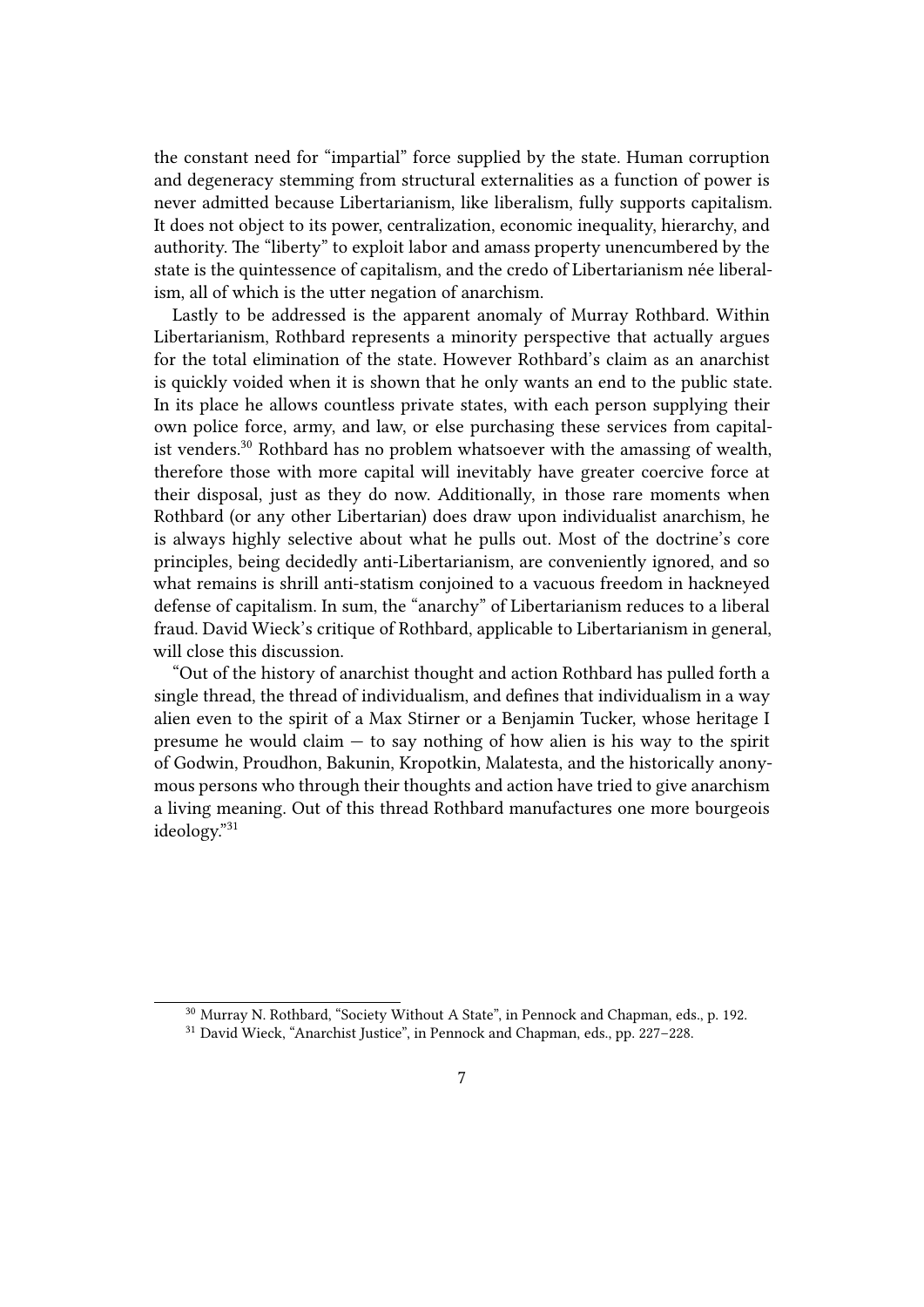the constant need for "impartial" force supplied by the state. Human corruption and degeneracy stemming from structural externalities as a function of power is never admitted because Libertarianism, like liberalism, fully supports capitalism. It does not object to its power, centralization, economic inequality, hierarchy, and authority. The "liberty" to exploit labor and amass property unencumbered by the state is the quintessence of capitalism, and the credo of Libertarianism née liberalism, all of which is the utter negation of anarchism.

Lastly to be addressed is the apparent anomaly of Murray Rothbard. Within Libertarianism, Rothbard represents a minority perspective that actually argues for the total elimination of the state. However Rothbard's claim as an anarchist is quickly voided when it is shown that he only wants an end to the public state. In its place he allows countless private states, with each person supplying their own police force, army, and law, or else purchasing these services from capitalist venders.[30] Rothbard has no problem whatsoever with the amassing of wealth, therefore those with more capital will inevitably have greater coercive force at their disposal, just as they do now. Additionally, in those rare moments when Rothbard (or any other Libertarian) does draw upon individualist anarchism, he is always highly selective about what he pulls out. Most of the doctrine's core principles, being decidedly anti-Libertarianism, are conveniently ignored, and so what remains is shrill anti-statism conjoined to a vacuous freedom in hackneyed defense of capitalism. In sum, the "anarchy" of Libertarianism reduces to a liberal fraud. David Wieck's critique of Rothbard, applicable to Libertarianism in general, will close this discussion.

"Out of the history of anarchist thought and action Rothbard has pulled forth a single thread, the thread of individualism, and defines that individualism in a way alien even to the spirit of a Max Stirner or a Benjamin Tucker, whose heritage I presume he would claim — to say nothing of how alien is his way to the spirit of Godwin, Proudhon, Bakunin, Kropotkin, Malatesta, and the historically anonymous persons who through their thoughts and action have tried to give anarchism a living meaning. Out of this thread Rothbard manufactures one more bourgeois ideology."[31]

---

[30] Murray N. Rothbard, "Society Without A State", in Pennock and Chapman, eds., p. 192.

[31] David Wieck, "Anarchist Justice", in Pennock and Chapman, eds., pp. 227–228.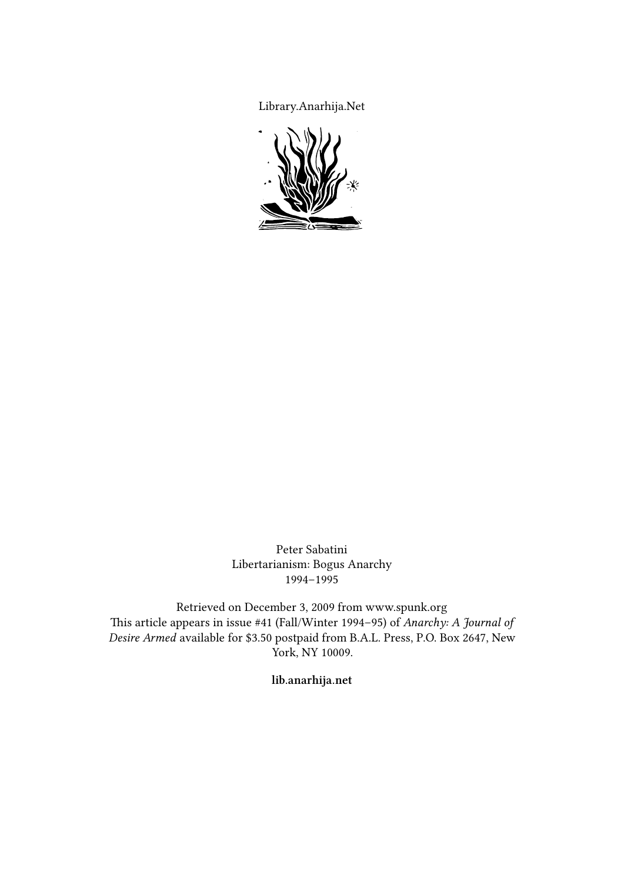Library.Anarhija.Net

Peter Sabatini
Libertarianism: Bogus Anarchy
1994–1995

Retrieved on December 3, 2009 from www.spunk.org
This article appears in issue #41 (Fall/Winter 1994–95) of *Anarchy: A Journal of Desire Armed* available for $3.50 postpaid from B.A.L. Press, P.O. Box 2647, New York, NY 10009.

**lib.anarhija.net**